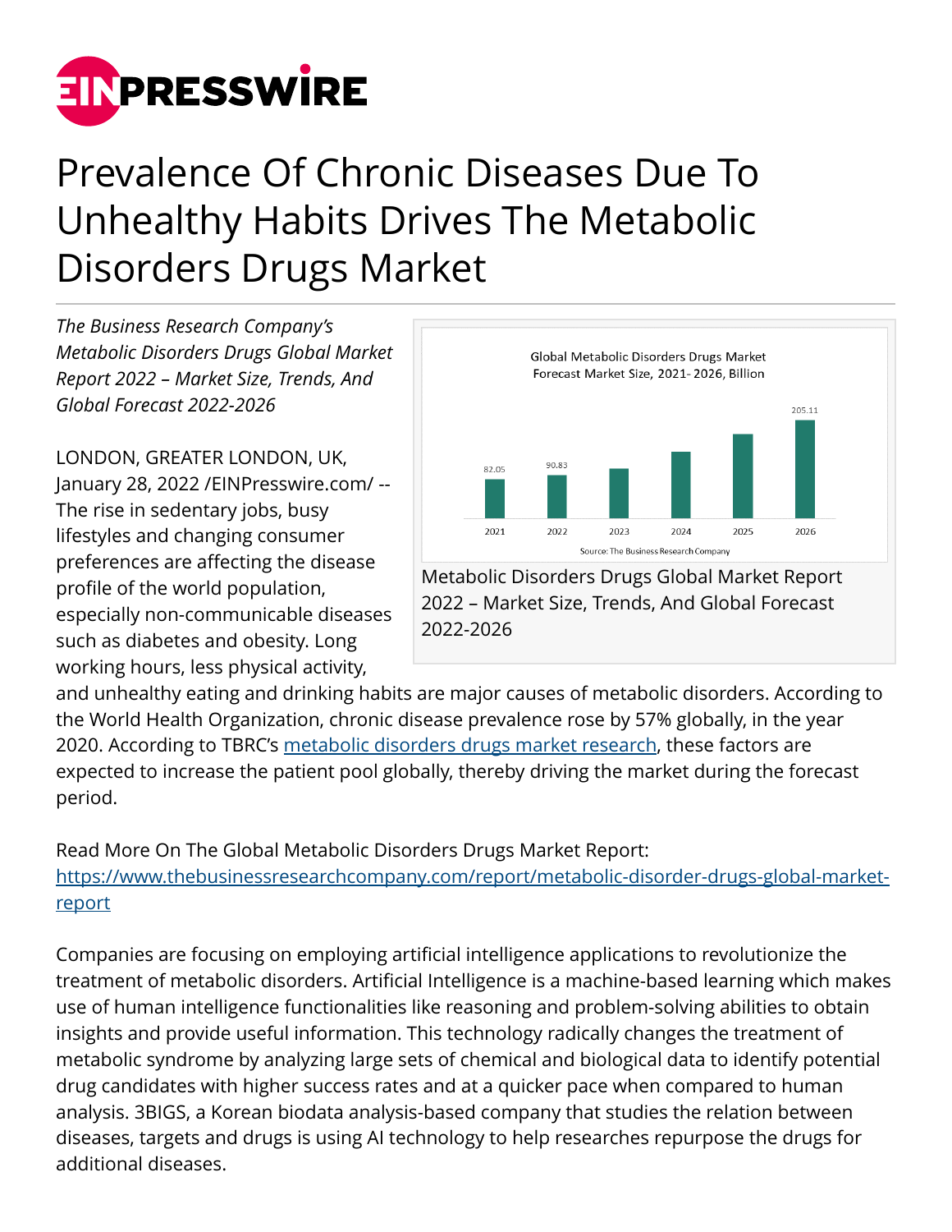# Prevalence Of Chronic Diseases Due To Unhealthy Habits Drives The Metabolic Disorders Drugs Market

*The Business Research Company's Metabolic Disorders Drugs Global Market Report 2022 – Market Size, Trends, And Global Forecast 2022-2026*

Metabolic Disorders Drugs Global Market Report 2022 – Market Size, Trends, And Global Forecast 2022-2026

LONDON, GREATER LONDON, UK, January 28, 2022 /EINPresswire.com/ -- The rise in sedentary jobs, busy lifestyles and changing consumer preferences are affecting the disease profile of the world population, especially non-communicable diseases such as diabetes and obesity. Long working hours, less physical activity, and unhealthy eating and drinking habits are major causes of metabolic disorders. According to the World Health Organization, chronic disease prevalence rose by 57% globally, in the year 2020. According to TBRC's [metabolic disorders drugs market research](https://www.thebusinessresearchcompany.com/report/metabolic-disorder-drugs-global-market-report), these factors are expected to increase the patient pool globally, thereby driving the market during the forecast period.

Read More On The Global Metabolic Disorders Drugs Market Report:
[https://www.thebusinessresearchcompany.com/report/metabolic-disorder-drugs-global-market-report](https://www.thebusinessresearchcompany.com/report/metabolic-disorder-drugs-global-market-report)

Companies are focusing on employing artificial intelligence applications to revolutionize the treatment of metabolic disorders. Artificial Intelligence is a machine-based learning which makes use of human intelligence functionalities like reasoning and problem-solving abilities to obtain insights and provide useful information. This technology radically changes the treatment of metabolic syndrome by analyzing large sets of chemical and biological data to identify potential drug candidates with higher success rates and at a quicker pace when compared to human analysis. 3BIGS, a Korean biodata analysis-based company that studies the relation between diseases, targets and drugs is using AI technology to help researches repurpose the drugs for additional diseases.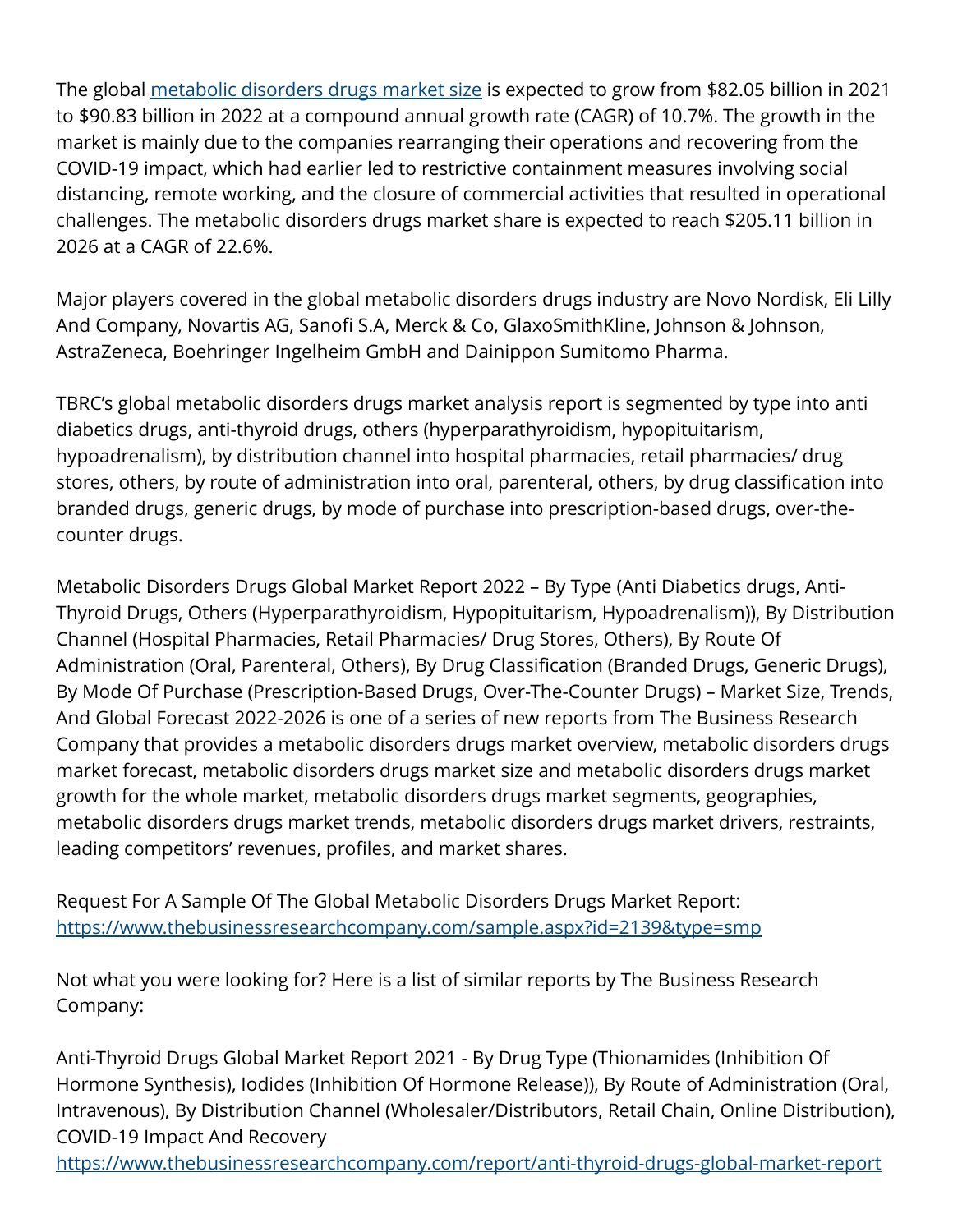The global [metabolic disorders drugs market size](https://www.thebusinessresearchcompany.com) is expected to grow from $82.05 billion in 2021 to $90.83 billion in 2022 at a compound annual growth rate (CAGR) of 10.7%. The growth in the market is mainly due to the companies rearranging their operations and recovering from the COVID-19 impact, which had earlier led to restrictive containment measures involving social distancing, remote working, and the closure of commercial activities that resulted in operational challenges. The metabolic disorders drugs market share is expected to reach $205.11 billion in 2026 at a CAGR of 22.6%.

Major players covered in the global metabolic disorders drugs industry are Novo Nordisk, Eli Lilly And Company, Novartis AG, Sanofi S.A, Merck & Co, GlaxoSmithKline, Johnson & Johnson, AstraZeneca, Boehringer Ingelheim GmbH and Dainippon Sumitomo Pharma.

TBRC's global metabolic disorders drugs market analysis report is segmented by type into anti diabetics drugs, anti-thyroid drugs, others (hyperparathyroidism, hypopituitarism, hypoadrenalism), by distribution channel into hospital pharmacies, retail pharmacies/ drug stores, others, by route of administration into oral, parenteral, others, by drug classification into branded drugs, generic drugs, by mode of purchase into prescription-based drugs, over-the-counter drugs.

Metabolic Disorders Drugs Global Market Report 2022 – By Type (Anti Diabetics drugs, Anti-Thyroid Drugs, Others (Hyperparathyroidism, Hypopituitarism, Hypoadrenalism)), By Distribution Channel (Hospital Pharmacies, Retail Pharmacies/ Drug Stores, Others), By Route Of Administration (Oral, Parenteral, Others), By Drug Classification (Branded Drugs, Generic Drugs), By Mode Of Purchase (Prescription-Based Drugs, Over-The-Counter Drugs) – Market Size, Trends, And Global Forecast 2022-2026 is one of a series of new reports from The Business Research Company that provides a metabolic disorders drugs market overview, metabolic disorders drugs market forecast, metabolic disorders drugs market size and metabolic disorders drugs market growth for the whole market, metabolic disorders drugs market segments, geographies, metabolic disorders drugs market trends, metabolic disorders drugs market drivers, restraints, leading competitors' revenues, profiles, and market shares.

Request For A Sample Of The Global Metabolic Disorders Drugs Market Report:
[https://www.thebusinessresearchcompany.com/sample.aspx?id=2139&type=smp](https://www.thebusinessresearchcompany.com/sample.aspx?id=2139&type=smp)

Not what you were looking for? Here is a list of similar reports by The Business Research Company:

Anti-Thyroid Drugs Global Market Report 2021 - By Drug Type (Thionamides (Inhibition Of Hormone Synthesis), Iodides (Inhibition Of Hormone Release)), By Route of Administration (Oral, Intravenous), By Distribution Channel (Wholesaler/Distributors, Retail Chain, Online Distribution), COVID-19 Impact And Recovery
[https://www.thebusinessresearchcompany.com/report/anti-thyroid-drugs-global-market-report](https://www.thebusinessresearchcompany.com/report/anti-thyroid-drugs-global-market-report)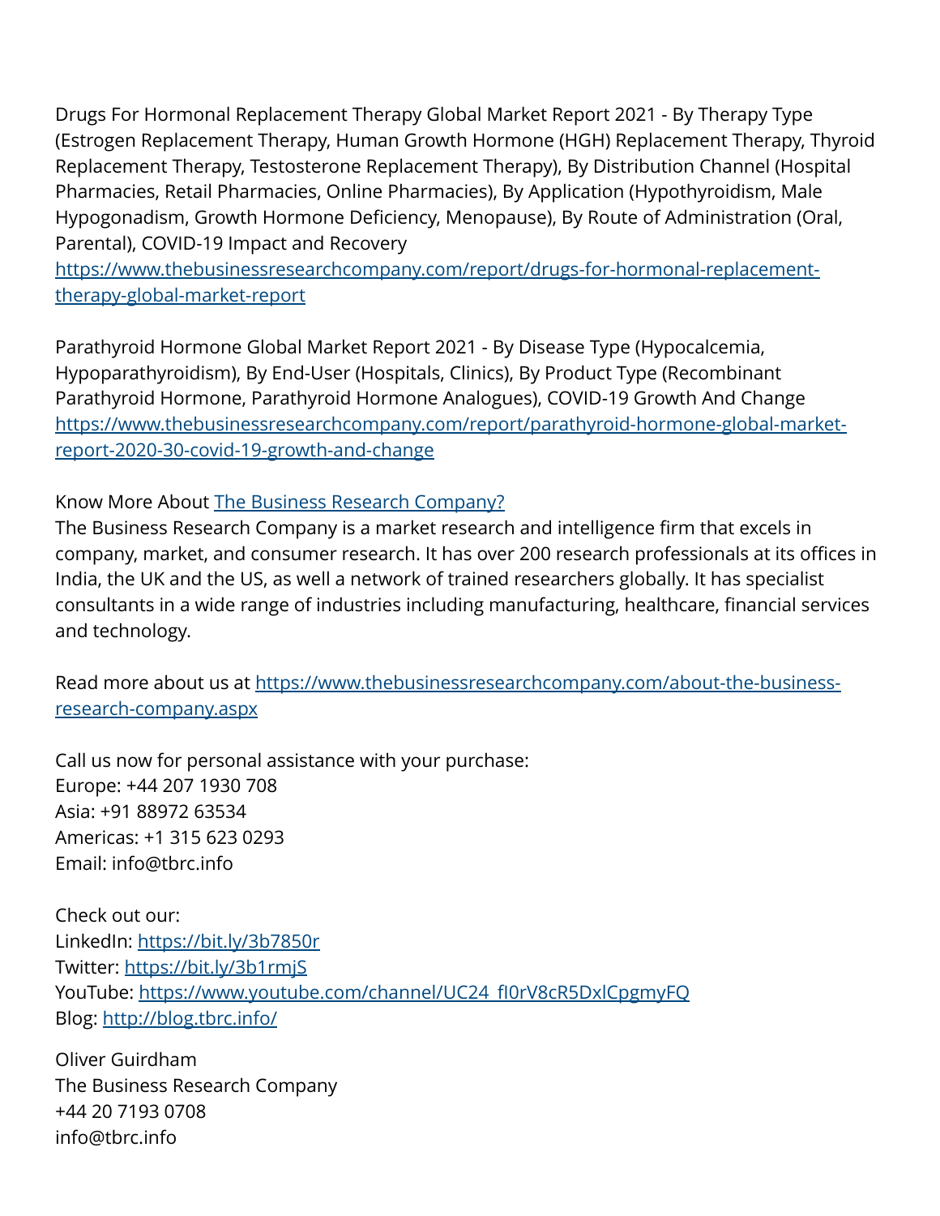Drugs For Hormonal Replacement Therapy Global Market Report 2021 - By Therapy Type (Estrogen Replacement Therapy, Human Growth Hormone (HGH) Replacement Therapy, Thyroid Replacement Therapy, Testosterone Replacement Therapy), By Distribution Channel (Hospital Pharmacies, Retail Pharmacies, Online Pharmacies), By Application (Hypothyroidism, Male Hypogonadism, Growth Hormone Deficiency, Menopause), By Route of Administration (Oral, Parental), COVID-19 Impact and Recovery
[https://www.thebusinessresearchcompany.com/report/drugs-for-hormonal-replacement-therapy-global-market-report](https://www.thebusinessresearchcompany.com/report/drugs-for-hormonal-replacement-therapy-global-market-report)

Parathyroid Hormone Global Market Report 2021 - By Disease Type (Hypocalcemia, Hypoparathyroidism), By End-User (Hospitals, Clinics), By Product Type (Recombinant Parathyroid Hormone, Parathyroid Hormone Analogues), COVID-19 Growth And Change
[https://www.thebusinessresearchcompany.com/report/parathyroid-hormone-global-market-report-2020-30-covid-19-growth-and-change](https://www.thebusinessresearchcompany.com/report/parathyroid-hormone-global-market-report-2020-30-covid-19-growth-and-change)

Know More About The Business Research Company?
The Business Research Company is a market research and intelligence firm that excels in company, market, and consumer research. It has over 200 research professionals at its offices in India, the UK and the US, as well a network of trained researchers globally. It has specialist consultants in a wide range of industries including manufacturing, healthcare, financial services and technology.

Read more about us at [https://www.thebusinessresearchcompany.com/about-the-business-research-company.aspx](https://www.thebusinessresearchcompany.com/about-the-business-research-company.aspx)

Call us now for personal assistance with your purchase:
Europe: +44 207 1930 708
Asia: +91 88972 63534
Americas: +1 315 623 0293
Email: info@tbrc.info

Check out our:
LinkedIn: https://bit.ly/3b7850r
Twitter: https://bit.ly/3b1rmjS
YouTube: https://www.youtube.com/channel/UC24_fI0rV8cR5DxlCpgmyFQ
Blog: http://blog.tbrc.info/

Oliver Guirdham
The Business Research Company
+44 20 7193 0708
info@tbrc.info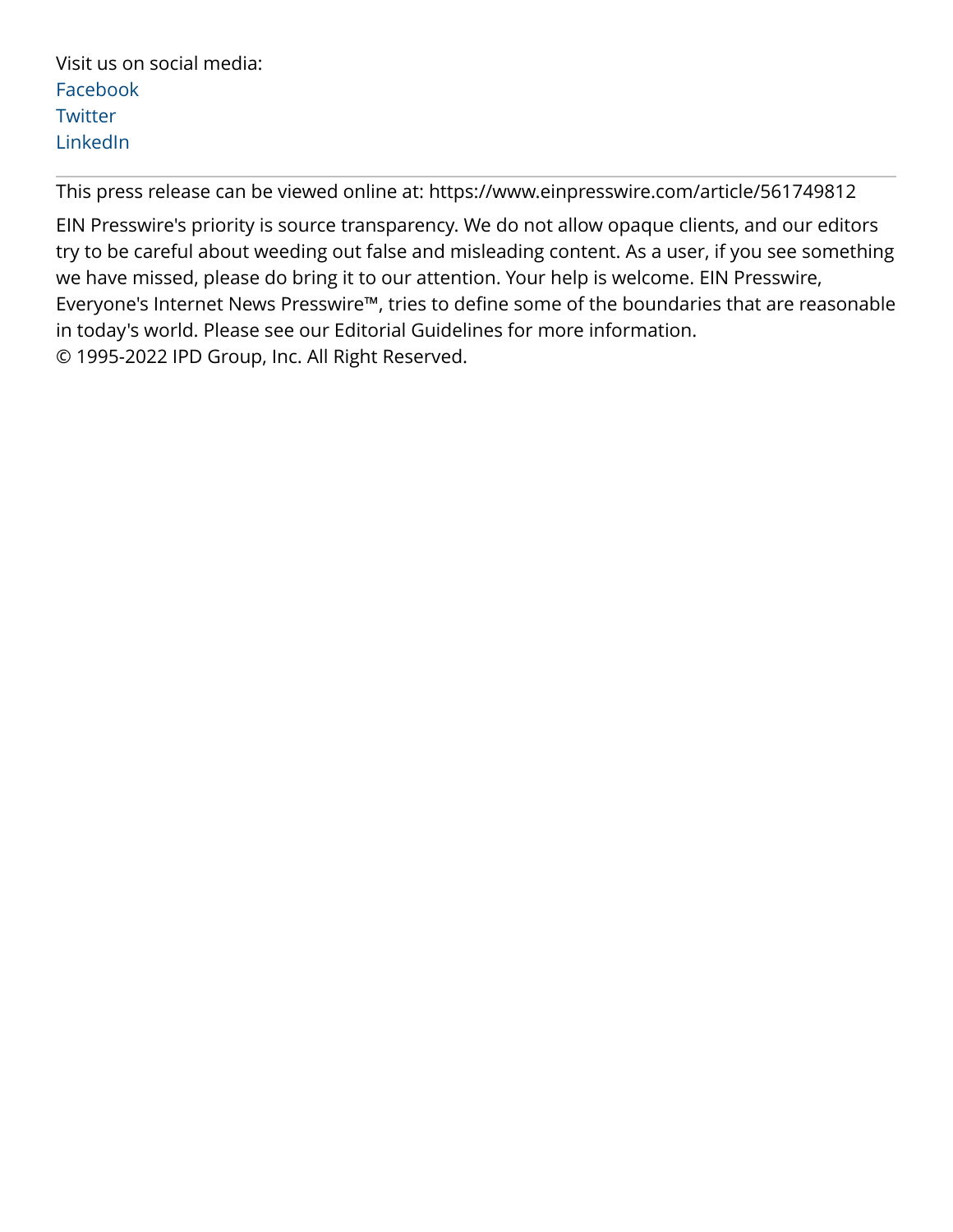Visit us on social media:
Facebook
Twitter
LinkedIn

---

This press release can be viewed online at: https://www.einpresswire.com/article/561749812

EIN Presswire's priority is source transparency. We do not allow opaque clients, and our editors try to be careful about weeding out false and misleading content. As a user, if you see something we have missed, please do bring it to our attention. Your help is welcome. EIN Presswire, Everyone's Internet News Presswire™, tries to define some of the boundaries that are reasonable in today's world. Please see our Editorial Guidelines for more information.
© 1995-2022 IPD Group, Inc. All Right Reserved.